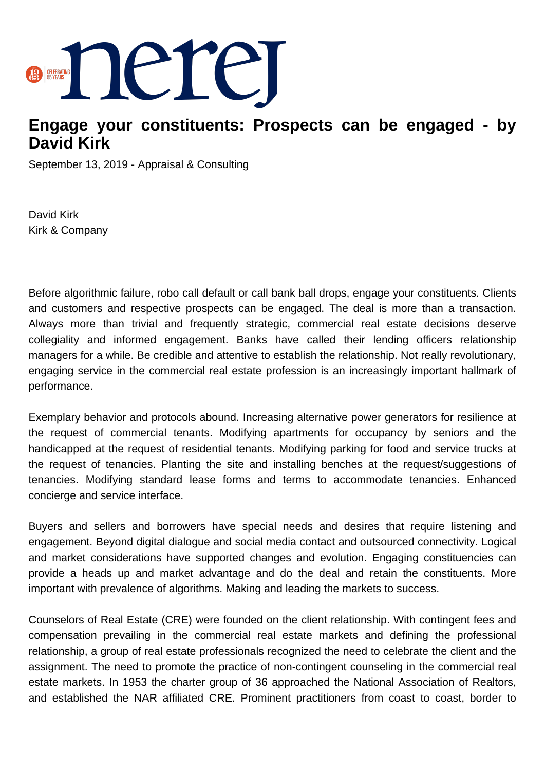# Engage your constituents: Prospects can be engaged - by David Kirk

September 13, 2019 - Appraisal & Consulting

David Kirk
Kirk & Company

Before algorithmic failure, robo call default or call bank ball drops, engage your constituents. Clients and customers and respective prospects can be engaged. The deal is more than a transaction. Always more than trivial and frequently strategic, commercial real estate decisions deserve collegiality and informed engagement. Banks have called their lending officers relationship managers for a while. Be credible and attentive to establish the relationship. Not really revolutionary, engaging service in the commercial real estate profession is an increasingly important hallmark of performance.

Exemplary behavior and protocols abound. Increasing alternative power generators for resilience at the request of commercial tenants. Modifying apartments for occupancy by seniors and the handicapped at the request of residential tenants. Modifying parking for food and service trucks at the request of tenancies. Planting the site and installing benches at the request/suggestions of tenancies. Modifying standard lease forms and terms to accommodate tenancies. Enhanced concierge and service interface.

Buyers and sellers and borrowers have special needs and desires that require listening and engagement. Beyond digital dialogue and social media contact and outsourced connectivity. Logical and market considerations have supported changes and evolution. Engaging constituencies can provide a heads up and market advantage and do the deal and retain the constituents. More important with prevalence of algorithms. Making and leading the markets to success.

Counselors of Real Estate (CRE) were founded on the client relationship. With contingent fees and compensation prevailing in the commercial real estate markets and defining the professional relationship, a group of real estate professionals recognized the need to celebrate the client and the assignment. The need to promote the practice of non-contingent counseling in the commercial real estate markets. In 1953 the charter group of 36 approached the National Association of Realtors, and established the NAR affiliated CRE. Prominent practitioners from coast to coast, border to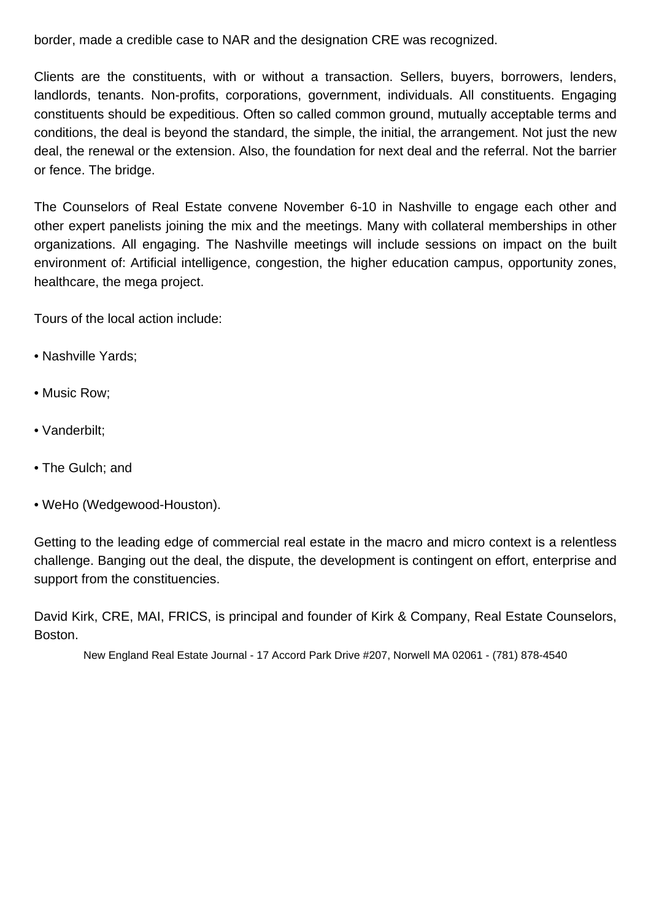border, made a credible case to NAR and the designation CRE was recognized.

Clients are the constituents, with or without a transaction. Sellers, buyers, borrowers, lenders, landlords, tenants. Non-profits, corporations, government, individuals. All constituents. Engaging constituents should be expeditious. Often so called common ground, mutually acceptable terms and conditions, the deal is beyond the standard, the simple, the initial, the arrangement. Not just the new deal, the renewal or the extension. Also, the foundation for next deal and the referral. Not the barrier or fence. The bridge.

The Counselors of Real Estate convene November 6-10 in Nashville to engage each other and other expert panelists joining the mix and the meetings. Many with collateral memberships in other organizations. All engaging. The Nashville meetings will include sessions on impact on the built environment of: Artificial intelligence, congestion, the higher education campus, opportunity zones, healthcare, the mega project.

Tours of the local action include:

- Nashville Yards;
- Music Row;
- Vanderbilt;
- The Gulch; and
- WeHo (Wedgewood-Houston).

Getting to the leading edge of commercial real estate in the macro and micro context is a relentless challenge. Banging out the deal, the dispute, the development is contingent on effort, enterprise and support from the constituencies.

David Kirk, CRE, MAI, FRICS, is principal and founder of Kirk & Company, Real Estate Counselors, Boston.